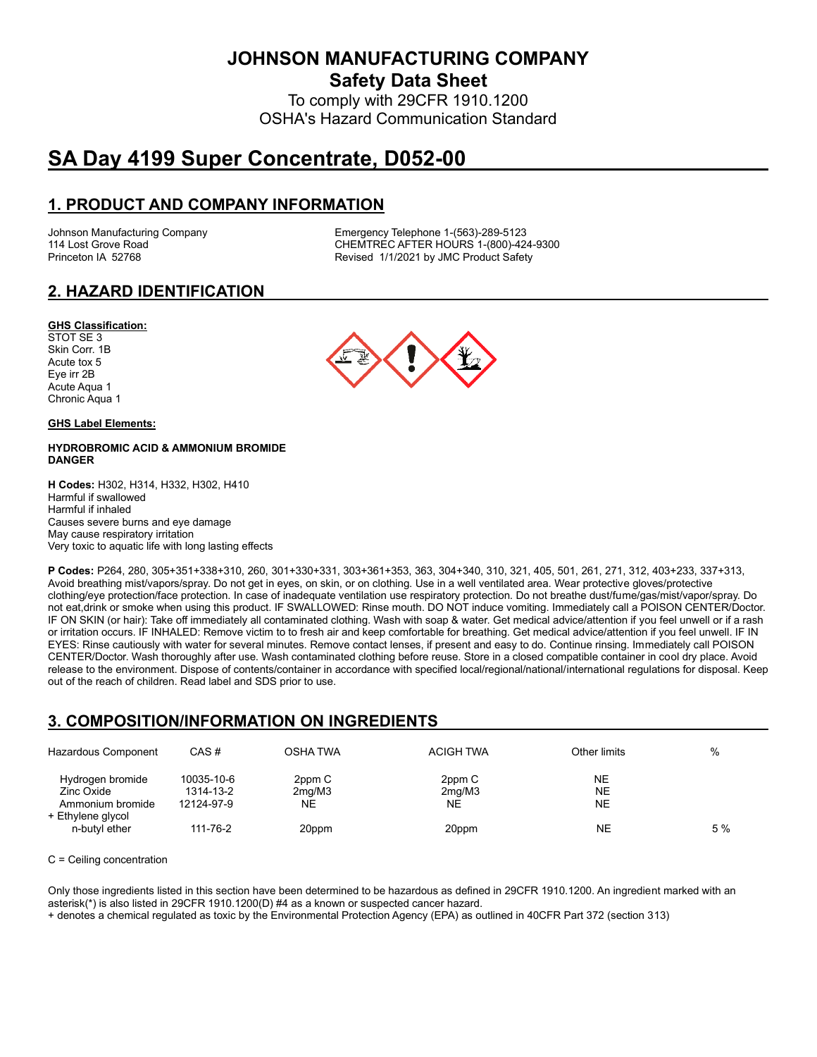# JOHNSON MANUFACTURING COMPANY

## Safety Data Sheet

To comply with 29CFR 1910.1200
OSHA's Hazard Communication Standard

# SA Day 4199 Super Concentrate, D052-00

## 1. PRODUCT AND COMPANY INFORMATION

Johnson Manufacturing Company
114 Lost Grove Road
Princeton IA 52768

Emergency Telephone 1-(563)-289-5123
CHEMTREC AFTER HOURS 1-(800)-424-9300
Revised 1/1/2021 by JMC Product Safety

## 2. HAZARD IDENTIFICATION

**GHS Classification:**

STOT SE 3
Skin Corr. 1B
Acute tox 5
Eye irr 2B
Acute Aqua 1
Chronic Aqua 1

**GHS Label Elements:**

**HYDROBROMIC ACID & AMMONIUM BROMIDE**
**DANGER**

**H Codes:** H302, H314, H332, H302, H410
Harmful if swallowed
Harmful if inhaled
Causes severe burns and eye damage
May cause respiratory irritation
Very toxic to aquatic life with long lasting effects

**P Codes:** P264, 280, 305+351+338+310, 260, 301+330+331, 303+361+353, 363, 304+340, 310, 321, 405, 501, 261, 271, 312, 403+233, 337+313, Avoid breathing mist/vapors/spray. Do not get in eyes, on skin, or on clothing. Use in a well ventilated area. Wear protective gloves/protective clothing/eye protection/face protection. In case of inadequate ventilation use respiratory protection. Do not breathe dust/fume/gas/mist/vapor/spray. Do not eat,drink or smoke when using this product. IF SWALLOWED: Rinse mouth. DO NOT induce vomiting. Immediately call a POISON CENTER/Doctor. IF ON SKIN (or hair): Take off immediately all contaminated clothing. Wash with soap & water. Get medical advice/attention if you feel unwell or if a rash or irritation occurs. IF INHALED: Remove victim to to fresh air and keep comfortable for breathing. Get medical advice/attention if you feel unwell. IF IN EYES: Rinse cautiously with water for several minutes. Remove contact lenses, if present and easy to do. Continue rinsing. Immediately call POISON CENTER/Doctor. Wash thoroughly after use. Wash contaminated clothing before reuse. Store in a closed compatible container in cool dry place. Avoid release to the environment. Dispose of contents/container in accordance with specified local/regional/national/international regulations for disposal. Keep out of the reach of children. Read label and SDS prior to use.

## 3. COMPOSITION/INFORMATION ON INGREDIENTS

| Hazardous Component | CAS # | OSHA TWA | ACIGH TWA | Other limits | % |
|---|---|---|---|---|---|
| Hydrogen bromide | 10035-10-6 | 2ppm C | 2ppm C | NE | |
| Zinc Oxide | 1314-13-2 | 2mg/M3 | 2mg/M3 | NE | |
| Ammonium bromide | 12124-97-9 | NE | NE | NE | |
| + Ethylene glycol n-butyl ether | 111-76-2 | 20ppm | 20ppm | NE | 5 % |

C = Ceiling concentration

Only those ingredients listed in this section have been determined to be hazardous as defined in 29CFR 1910.1200. An ingredient marked with an asterisk(*) is also listed in 29CFR 1910.1200(D) #4 as a known or suspected cancer hazard.
+ denotes a chemical regulated as toxic by the Environmental Protection Agency (EPA) as outlined in 40CFR Part 372 (section 313)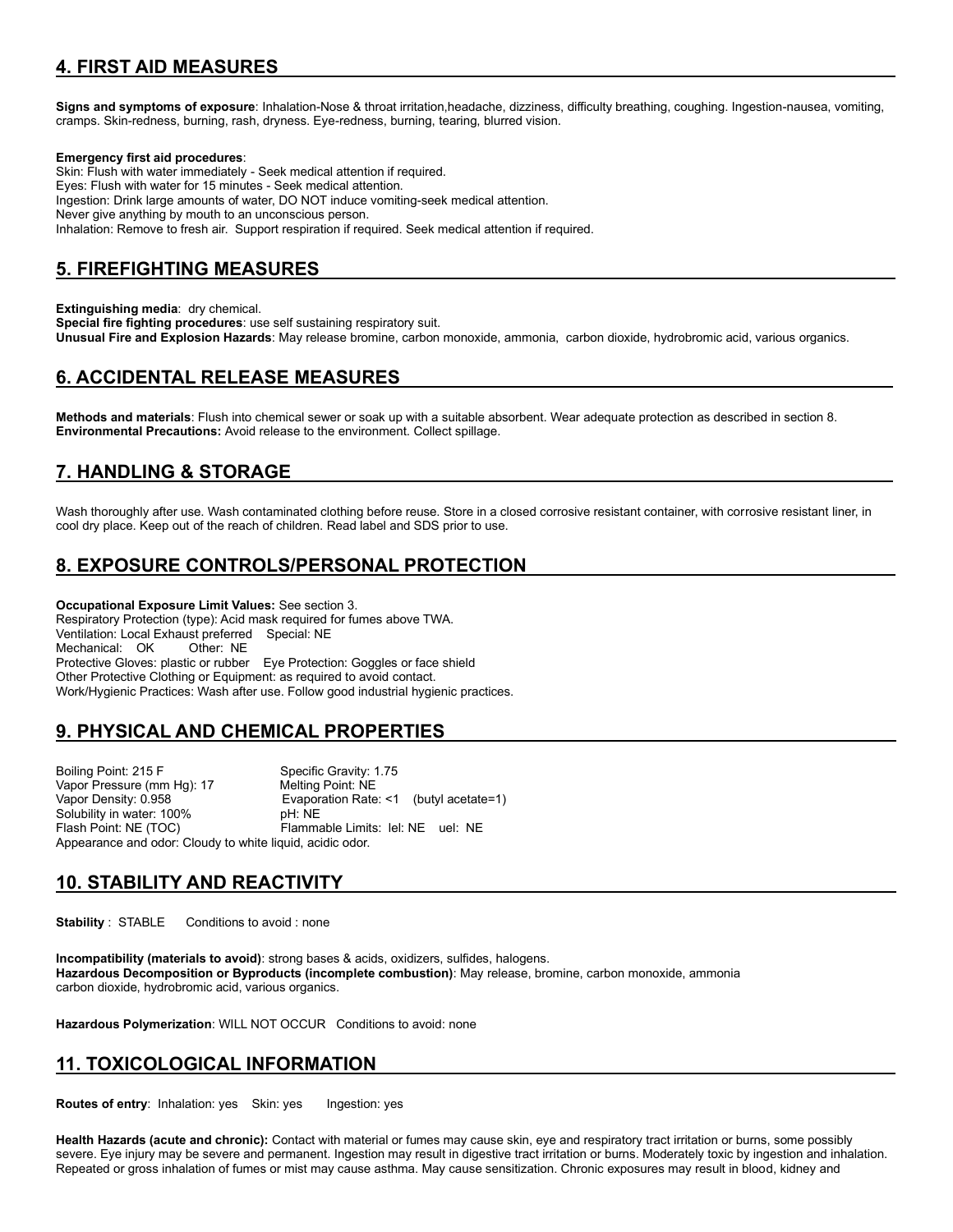## 4. FIRST AID MEASURES

**Signs and symptoms of exposure**: Inhalation-Nose & throat irritation,headache, dizziness, difficulty breathing, coughing. Ingestion-nausea, vomiting, cramps. Skin-redness, burning, rash, dryness. Eye-redness, burning, tearing, blurred vision.

**Emergency first aid procedures**:
Skin: Flush with water immediately - Seek medical attention if required.
Eyes: Flush with water for 15 minutes - Seek medical attention.
Ingestion: Drink large amounts of water, DO NOT induce vomiting-seek medical attention.
Never give anything by mouth to an unconscious person.
Inhalation: Remove to fresh air. Support respiration if required. Seek medical attention if required.

## 5. FIREFIGHTING MEASURES

**Extinguishing media**: dry chemical.
**Special fire fighting procedures**: use self sustaining respiratory suit.
**Unusual Fire and Explosion Hazards**: May release bromine, carbon monoxide, ammonia, carbon dioxide, hydrobromic acid, various organics.

## 6. ACCIDENTAL RELEASE MEASURES

**Methods and materials**: Flush into chemical sewer or soak up with a suitable absorbent. Wear adequate protection as described in section 8.
**Environmental Precautions:** Avoid release to the environment. Collect spillage.

## 7. HANDLING & STORAGE

Wash thoroughly after use. Wash contaminated clothing before reuse. Store in a closed corrosive resistant container, with corrosive resistant liner, in cool dry place. Keep out of the reach of children. Read label and SDS prior to use.

## 8. EXPOSURE CONTROLS/PERSONAL PROTECTION

**Occupational Exposure Limit Values:** See section 3.
Respiratory Protection (type): Acid mask required for fumes above TWA.
Ventilation: Local Exhaust preferred Special: NE
Mechanical: OK Other: NE
Protective Gloves: plastic or rubber Eye Protection: Goggles or face shield
Other Protective Clothing or Equipment: as required to avoid contact.
Work/Hygienic Practices: Wash after use. Follow good industrial hygienic practices.

## 9. PHYSICAL AND CHEMICAL PROPERTIES

Boiling Point: 215 F  Specific Gravity: 1.75
Vapor Pressure (mm Hg): 17  Melting Point: NE
Vapor Density: 0.958  Evaporation Rate: <1 (butyl acetate=1)
Solubility in water: 100%  pH: NE
Flash Point: NE (TOC)  Flammable Limits: lel: NE uel: NE
Appearance and odor: Cloudy to white liquid, acidic odor.

## 10. STABILITY AND REACTIVITY

**Stability** : STABLE Conditions to avoid : none

**Incompatibility (materials to avoid)**: strong bases & acids, oxidizers, sulfides, halogens.
**Hazardous Decomposition or Byproducts (incomplete combustion)**: May release, bromine, carbon monoxide, ammonia carbon dioxide, hydrobromic acid, various organics.

**Hazardous Polymerization**: WILL NOT OCCUR Conditions to avoid: none

## 11. TOXICOLOGICAL INFORMATION

**Routes of entry**: Inhalation: yes Skin: yes Ingestion: yes

**Health Hazards (acute and chronic):** Contact with material or fumes may cause skin, eye and respiratory tract irritation or burns, some possibly severe. Eye injury may be severe and permanent. Ingestion may result in digestive tract irritation or burns. Moderately toxic by ingestion and inhalation. Repeated or gross inhalation of fumes or mist may cause asthma. May cause sensitization. Chronic exposures may result in blood, kidney and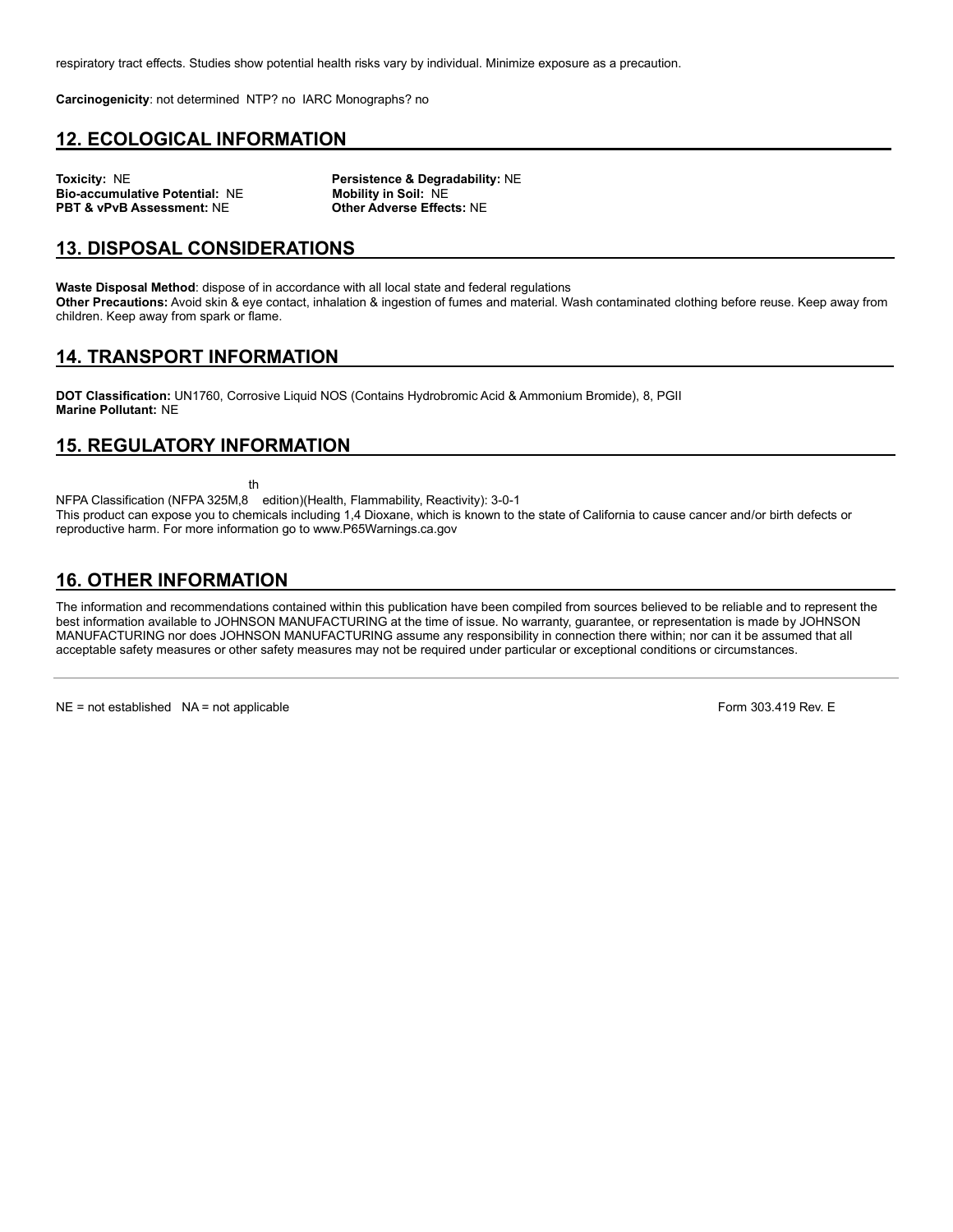respiratory tract effects. Studies show potential health risks vary by individual. Minimize exposure as a precaution.

**Carcinogenicity**: not determined NTP? no IARC Monographs? no

## 12. ECOLOGICAL INFORMATION

**Toxicity:** NE
**Persistence & Degradability:** NE
**Bio-accumulative Potential:** NE
**Mobility in Soil:** NE
**PBT & vPvB Assessment:** NE
**Other Adverse Effects:** NE

## 13. DISPOSAL CONSIDERATIONS

**Waste Disposal Method**: dispose of in accordance with all local state and federal regulations
**Other Precautions:** Avoid skin & eye contact, inhalation & ingestion of fumes and material. Wash contaminated clothing before reuse. Keep away from children. Keep away from spark or flame.

## 14. TRANSPORT INFORMATION

**DOT Classification:** UN1760, Corrosive Liquid NOS (Contains Hydrobromic Acid & Ammonium Bromide), 8, PGII
**Marine Pollutant:** NE

## 15. REGULATORY INFORMATION

NFPA Classification (NFPA 325M,8th edition)(Health, Flammability, Reactivity): 3-0-1
This product can expose you to chemicals including 1,4 Dioxane, which is known to the state of California to cause cancer and/or birth defects or reproductive harm. For more information go to www.P65Warnings.ca.gov

## 16. OTHER INFORMATION

The information and recommendations contained within this publication have been compiled from sources believed to be reliable and to represent the best information available to JOHNSON MANUFACTURING at the time of issue. No warranty, guarantee, or representation is made by JOHNSON MANUFACTURING nor does JOHNSON MANUFACTURING assume any responsibility in connection there within; nor can it be assumed that all acceptable safety measures or other safety measures may not be required under particular or exceptional conditions or circumstances.

---

NE = not established NA = not applicable

Form 303.419 Rev. E